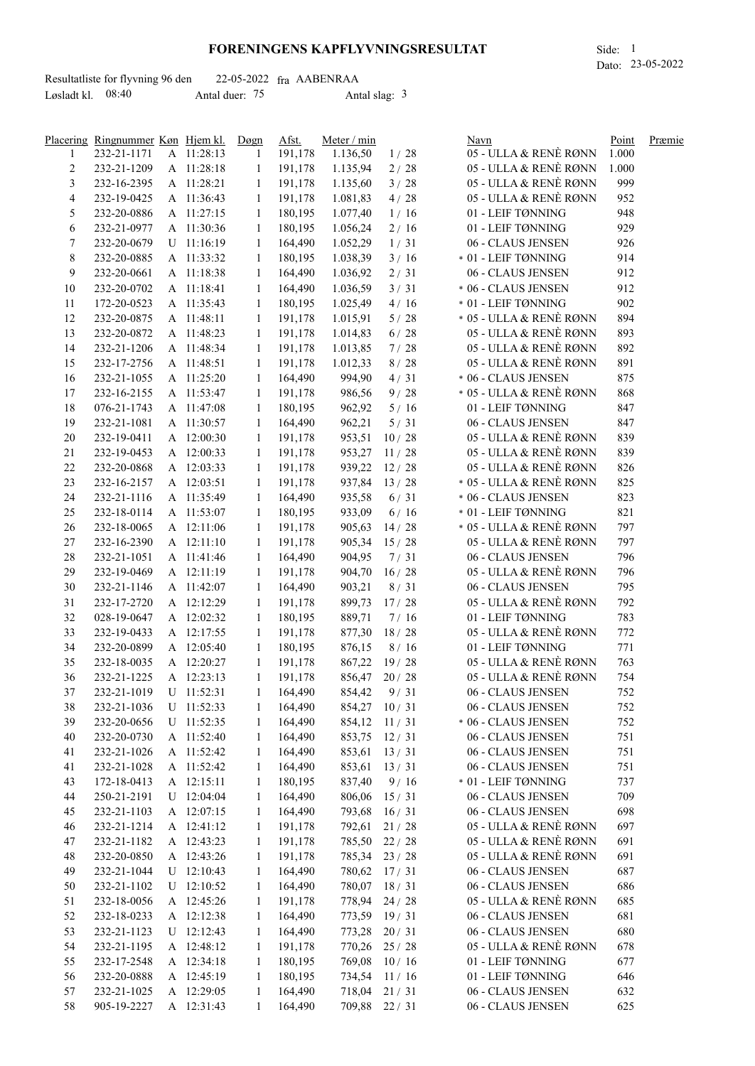# FORENINGENS KAPFLYVNINGSRESULTAT

Side: 1
Dato: 23-05-2022

Resultatliste for flyvning 96 den 22-05-2022 fra AABENRAA
Løsladt kl. 08:40 Antal duer: 75 Antal slag: 3

| Placering | Ringnummer | Køn | Hjem kl. | Døgn | Afst. | Meter / min | | Navn | Point | Præmie |
|---|---|---|---|---|---|---|---|---|---|---|
| 1 | 232-21-1171 | A | 11:28:13 | 1 | 191,178 | 1.136,50 | 1 / 28 | 05 - ULLA & RENÈ RØNN | 1.000 | |
| 2 | 232-21-1209 | A | 11:28:18 | 1 | 191,178 | 1.135,94 | 2 / 28 | 05 - ULLA & RENÈ RØNN | 1.000 | |
| 3 | 232-16-2395 | A | 11:28:21 | 1 | 191,178 | 1.135,60 | 3 / 28 | 05 - ULLA & RENÈ RØNN | 999 | |
| 4 | 232-19-0425 | A | 11:36:43 | 1 | 191,178 | 1.081,83 | 4 / 28 | 05 - ULLA & RENÈ RØNN | 952 | |
| 5 | 232-20-0886 | A | 11:27:15 | 1 | 180,195 | 1.077,40 | 1 / 16 | 01 - LEIF TØNNING | 948 | |
| 6 | 232-21-0977 | A | 11:30:36 | 1 | 180,195 | 1.056,24 | 2 / 16 | 01 - LEIF TØNNING | 929 | |
| 7 | 232-20-0679 | U | 11:16:19 | 1 | 164,490 | 1.052,29 | 1 / 31 | 06 - CLAUS JENSEN | 926 | |
| 8 | 232-20-0885 | A | 11:33:32 | 1 | 180,195 | 1.038,39 | 3 / 16 | * 01 - LEIF TØNNING | 914 | |
| 9 | 232-20-0661 | A | 11:18:38 | 1 | 164,490 | 1.036,92 | 2 / 31 | 06 - CLAUS JENSEN | 912 | |
| 10 | 232-20-0702 | A | 11:18:41 | 1 | 164,490 | 1.036,59 | 3 / 31 | * 06 - CLAUS JENSEN | 912 | |
| 11 | 172-20-0523 | A | 11:35:43 | 1 | 180,195 | 1.025,49 | 4 / 16 | * 01 - LEIF TØNNING | 902 | |
| 12 | 232-20-0875 | A | 11:48:11 | 1 | 191,178 | 1.015,91 | 5 / 28 | * 05 - ULLA & RENÈ RØNN | 894 | |
| 13 | 232-20-0872 | A | 11:48:23 | 1 | 191,178 | 1.014,83 | 6 / 28 | 05 - ULLA & RENÈ RØNN | 893 | |
| 14 | 232-21-1206 | A | 11:48:34 | 1 | 191,178 | 1.013,85 | 7 / 28 | 05 - ULLA & RENÈ RØNN | 892 | |
| 15 | 232-17-2756 | A | 11:48:51 | 1 | 191,178 | 1.012,33 | 8 / 28 | 05 - ULLA & RENÈ RØNN | 891 | |
| 16 | 232-21-1055 | A | 11:25:20 | 1 | 164,490 | 994,90 | 4 / 31 | * 06 - CLAUS JENSEN | 875 | |
| 17 | 232-16-2155 | A | 11:53:47 | 1 | 191,178 | 986,56 | 9 / 28 | * 05 - ULLA & RENÈ RØNN | 868 | |
| 18 | 076-21-1743 | A | 11:47:08 | 1 | 180,195 | 962,92 | 5 / 16 | 01 - LEIF TØNNING | 847 | |
| 19 | 232-21-1081 | A | 11:30:57 | 1 | 164,490 | 962,21 | 5 / 31 | 06 - CLAUS JENSEN | 847 | |
| 20 | 232-19-0411 | A | 12:00:30 | 1 | 191,178 | 953,51 | 10 / 28 | 05 - ULLA & RENÈ RØNN | 839 | |
| 21 | 232-19-0453 | A | 12:00:33 | 1 | 191,178 | 953,27 | 11 / 28 | 05 - ULLA & RENÈ RØNN | 839 | |
| 22 | 232-20-0868 | A | 12:03:33 | 1 | 191,178 | 939,22 | 12 / 28 | 05 - ULLA & RENÈ RØNN | 826 | |
| 23 | 232-16-2157 | A | 12:03:51 | 1 | 191,178 | 937,84 | 13 / 28 | * 05 - ULLA & RENÈ RØNN | 825 | |
| 24 | 232-21-1116 | A | 11:35:49 | 1 | 164,490 | 935,58 | 6 / 31 | * 06 - CLAUS JENSEN | 823 | |
| 25 | 232-18-0114 | A | 11:53:07 | 1 | 180,195 | 933,09 | 6 / 16 | * 01 - LEIF TØNNING | 821 | |
| 26 | 232-18-0065 | A | 12:11:06 | 1 | 191,178 | 905,63 | 14 / 28 | * 05 - ULLA & RENÈ RØNN | 797 | |
| 27 | 232-16-2390 | A | 12:11:10 | 1 | 191,178 | 905,34 | 15 / 28 | 05 - ULLA & RENÈ RØNN | 797 | |
| 28 | 232-21-1051 | A | 11:41:46 | 1 | 164,490 | 904,95 | 7 / 31 | 06 - CLAUS JENSEN | 796 | |
| 29 | 232-19-0469 | A | 12:11:19 | 1 | 191,178 | 904,70 | 16 / 28 | 05 - ULLA & RENÈ RØNN | 796 | |
| 30 | 232-21-1146 | A | 11:42:07 | 1 | 164,490 | 903,21 | 8 / 31 | 06 - CLAUS JENSEN | 795 | |
| 31 | 232-17-2720 | A | 12:12:29 | 1 | 191,178 | 899,73 | 17 / 28 | 05 - ULLA & RENÈ RØNN | 792 | |
| 32 | 028-19-0647 | A | 12:02:32 | 1 | 180,195 | 889,71 | 7 / 16 | 01 - LEIF TØNNING | 783 | |
| 33 | 232-19-0433 | A | 12:17:55 | 1 | 191,178 | 877,30 | 18 / 28 | 05 - ULLA & RENÈ RØNN | 772 | |
| 34 | 232-20-0899 | A | 12:05:40 | 1 | 180,195 | 876,15 | 8 / 16 | 01 - LEIF TØNNING | 771 | |
| 35 | 232-18-0035 | A | 12:20:27 | 1 | 191,178 | 867,22 | 19 / 28 | 05 - ULLA & RENÈ RØNN | 763 | |
| 36 | 232-21-1225 | A | 12:23:13 | 1 | 191,178 | 856,47 | 20 / 28 | 05 - ULLA & RENÈ RØNN | 754 | |
| 37 | 232-21-1019 | U | 11:52:31 | 1 | 164,490 | 854,42 | 9 / 31 | 06 - CLAUS JENSEN | 752 | |
| 38 | 232-21-1036 | U | 11:52:33 | 1 | 164,490 | 854,27 | 10 / 31 | 06 - CLAUS JENSEN | 752 | |
| 39 | 232-20-0656 | U | 11:52:35 | 1 | 164,490 | 854,12 | 11 / 31 | * 06 - CLAUS JENSEN | 752 | |
| 40 | 232-20-0730 | A | 11:52:40 | 1 | 164,490 | 853,75 | 12 / 31 | 06 - CLAUS JENSEN | 751 | |
| 41 | 232-21-1026 | A | 11:52:42 | 1 | 164,490 | 853,61 | 13 / 31 | 06 - CLAUS JENSEN | 751 | |
| 41 | 232-21-1028 | A | 11:52:42 | 1 | 164,490 | 853,61 | 13 / 31 | 06 - CLAUS JENSEN | 751 | |
| 43 | 172-18-0413 | A | 12:15:11 | 1 | 180,195 | 837,40 | 9 / 16 | * 01 - LEIF TØNNING | 737 | |
| 44 | 250-21-2191 | U | 12:04:04 | 1 | 164,490 | 806,06 | 15 / 31 | 06 - CLAUS JENSEN | 709 | |
| 45 | 232-21-1103 | A | 12:07:15 | 1 | 164,490 | 793,68 | 16 / 31 | 06 - CLAUS JENSEN | 698 | |
| 46 | 232-21-1214 | A | 12:41:12 | 1 | 191,178 | 792,61 | 21 / 28 | 05 - ULLA & RENÈ RØNN | 697 | |
| 47 | 232-21-1182 | A | 12:43:23 | 1 | 191,178 | 785,50 | 22 / 28 | 05 - ULLA & RENÈ RØNN | 691 | |
| 48 | 232-20-0850 | A | 12:43:26 | 1 | 191,178 | 785,34 | 23 / 28 | 05 - ULLA & RENÈ RØNN | 691 | |
| 49 | 232-21-1044 | U | 12:10:43 | 1 | 164,490 | 780,62 | 17 / 31 | 06 - CLAUS JENSEN | 687 | |
| 50 | 232-21-1102 | U | 12:10:52 | 1 | 164,490 | 780,07 | 18 / 31 | 06 - CLAUS JENSEN | 686 | |
| 51 | 232-18-0056 | A | 12:45:26 | 1 | 191,178 | 778,94 | 24 / 28 | 05 - ULLA & RENÈ RØNN | 685 | |
| 52 | 232-18-0233 | A | 12:12:38 | 1 | 164,490 | 773,59 | 19 / 31 | 06 - CLAUS JENSEN | 681 | |
| 53 | 232-21-1123 | U | 12:12:43 | 1 | 164,490 | 773,28 | 20 / 31 | 06 - CLAUS JENSEN | 680 | |
| 54 | 232-21-1195 | A | 12:48:12 | 1 | 191,178 | 770,26 | 25 / 28 | 05 - ULLA & RENÈ RØNN | 678 | |
| 55 | 232-17-2548 | A | 12:34:18 | 1 | 180,195 | 769,08 | 10 / 16 | 01 - LEIF TØNNING | 677 | |
| 56 | 232-20-0888 | A | 12:45:19 | 1 | 180,195 | 734,54 | 11 / 16 | 01 - LEIF TØNNING | 646 | |
| 57 | 232-21-1025 | A | 12:29:05 | 1 | 164,490 | 718,04 | 21 / 31 | 06 - CLAUS JENSEN | 632 | |
| 58 | 905-19-2227 | A | 12:31:43 | 1 | 164,490 | 709,88 | 22 / 31 | 06 - CLAUS JENSEN | 625 | |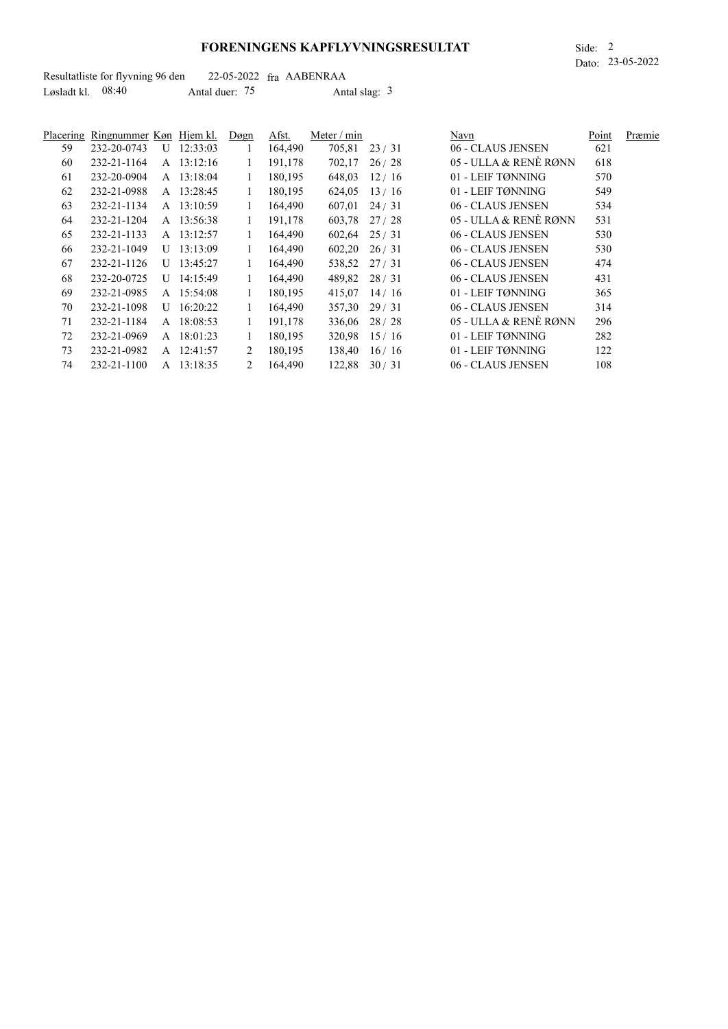# FORENINGENS KAPFLYVNINGSRESULTAT

Side: 2
Dato: 23-05-2022

Resultatliste for flyvning 96 den 22-05-2022 fra AABENRAA
Løsladt kl. 08:40 Antal duer: 75 Antal slag: 3

| Placering | Ringnummer | Køn | Hjem kl. | Døgn | Afst. | Meter / min | | Navn | Point | Præmie |
|---|---|---|---|---|---|---|---|---|---|---|
| 59 | 232-20-0743 | U | 12:33:03 | 1 | 164,490 | 705,81 | 23 / 31 | 06 - CLAUS JENSEN | 621 | |
| 60 | 232-21-1164 | A | 13:12:16 | 1 | 191,178 | 702,17 | 26 / 28 | 05 - ULLA & RENÈ RØNN | 618 | |
| 61 | 232-20-0904 | A | 13:18:04 | 1 | 180,195 | 648,03 | 12 / 16 | 01 - LEIF TØNNING | 570 | |
| 62 | 232-21-0988 | A | 13:28:45 | 1 | 180,195 | 624,05 | 13 / 16 | 01 - LEIF TØNNING | 549 | |
| 63 | 232-21-1134 | A | 13:10:59 | 1 | 164,490 | 607,01 | 24 / 31 | 06 - CLAUS JENSEN | 534 | |
| 64 | 232-21-1204 | A | 13:56:38 | 1 | 191,178 | 603,78 | 27 / 28 | 05 - ULLA & RENÈ RØNN | 531 | |
| 65 | 232-21-1133 | A | 13:12:57 | 1 | 164,490 | 602,64 | 25 / 31 | 06 - CLAUS JENSEN | 530 | |
| 66 | 232-21-1049 | U | 13:13:09 | 1 | 164,490 | 602,20 | 26 / 31 | 06 - CLAUS JENSEN | 530 | |
| 67 | 232-21-1126 | U | 13:45:27 | 1 | 164,490 | 538,52 | 27 / 31 | 06 - CLAUS JENSEN | 474 | |
| 68 | 232-20-0725 | U | 14:15:49 | 1 | 164,490 | 489,82 | 28 / 31 | 06 - CLAUS JENSEN | 431 | |
| 69 | 232-21-0985 | A | 15:54:08 | 1 | 180,195 | 415,07 | 14 / 16 | 01 - LEIF TØNNING | 365 | |
| 70 | 232-21-1098 | U | 16:20:22 | 1 | 164,490 | 357,30 | 29 / 31 | 06 - CLAUS JENSEN | 314 | |
| 71 | 232-21-1184 | A | 18:08:53 | 1 | 191,178 | 336,06 | 28 / 28 | 05 - ULLA & RENÈ RØNN | 296 | |
| 72 | 232-21-0969 | A | 18:01:23 | 1 | 180,195 | 320,98 | 15 / 16 | 01 - LEIF TØNNING | 282 | |
| 73 | 232-21-0982 | A | 12:41:57 | 2 | 180,195 | 138,40 | 16 / 16 | 01 - LEIF TØNNING | 122 | |
| 74 | 232-21-1100 | A | 13:18:35 | 2 | 164,490 | 122,88 | 30 / 31 | 06 - CLAUS JENSEN | 108 | |